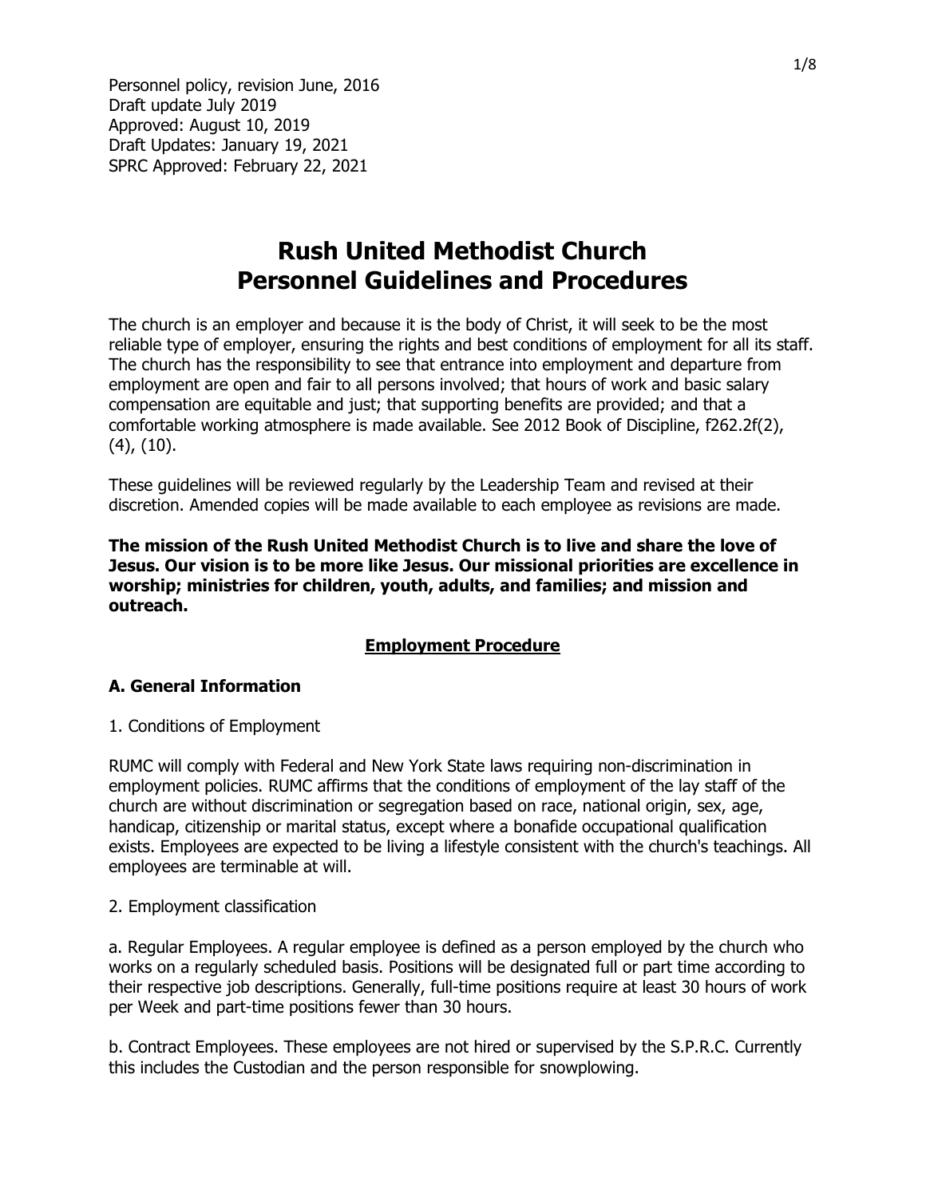Personnel policy, revision June, 2016
Draft update July 2019
Approved: August 10, 2019
Draft Updates: January 19, 2021
SPRC Approved: February 22, 2021

# Rush United Methodist Church
# Personnel Guidelines and Procedures

The church is an employer and because it is the body of Christ, it will seek to be the most reliable type of employer, ensuring the rights and best conditions of employment for all its staff. The church has the responsibility to see that entrance into employment and departure from employment are open and fair to all persons involved; that hours of work and basic salary compensation are equitable and just; that supporting benefits are provided; and that a comfortable working atmosphere is made available. See 2012 Book of Discipline, f262.2f(2), (4), (10).

These guidelines will be reviewed regularly by the Leadership Team and revised at their discretion. Amended copies will be made available to each employee as revisions are made.

**The mission of the Rush United Methodist Church is to live and share the love of Jesus. Our vision is to be more like Jesus. Our missional priorities are excellence in worship; ministries for children, youth, adults, and families; and mission and outreach.**

## Employment Procedure

### A. General Information

1. Conditions of Employment

RUMC will comply with Federal and New York State laws requiring non-discrimination in employment policies. RUMC affirms that the conditions of employment of the lay staff of the church are without discrimination or segregation based on race, national origin, sex, age, handicap, citizenship or marital status, except where a bonafide occupational qualification exists. Employees are expected to be living a lifestyle consistent with the church's teachings. All employees are terminable at will.

2. Employment classification

a. Regular Employees. A regular employee is defined as a person employed by the church who works on a regularly scheduled basis. Positions will be designated full or part time according to their respective job descriptions. Generally, full-time positions require at least 30 hours of work per Week and part-time positions fewer than 30 hours.

b. Contract Employees. These employees are not hired or supervised by the S.P.R.C. Currently this includes the Custodian and the person responsible for snowplowing.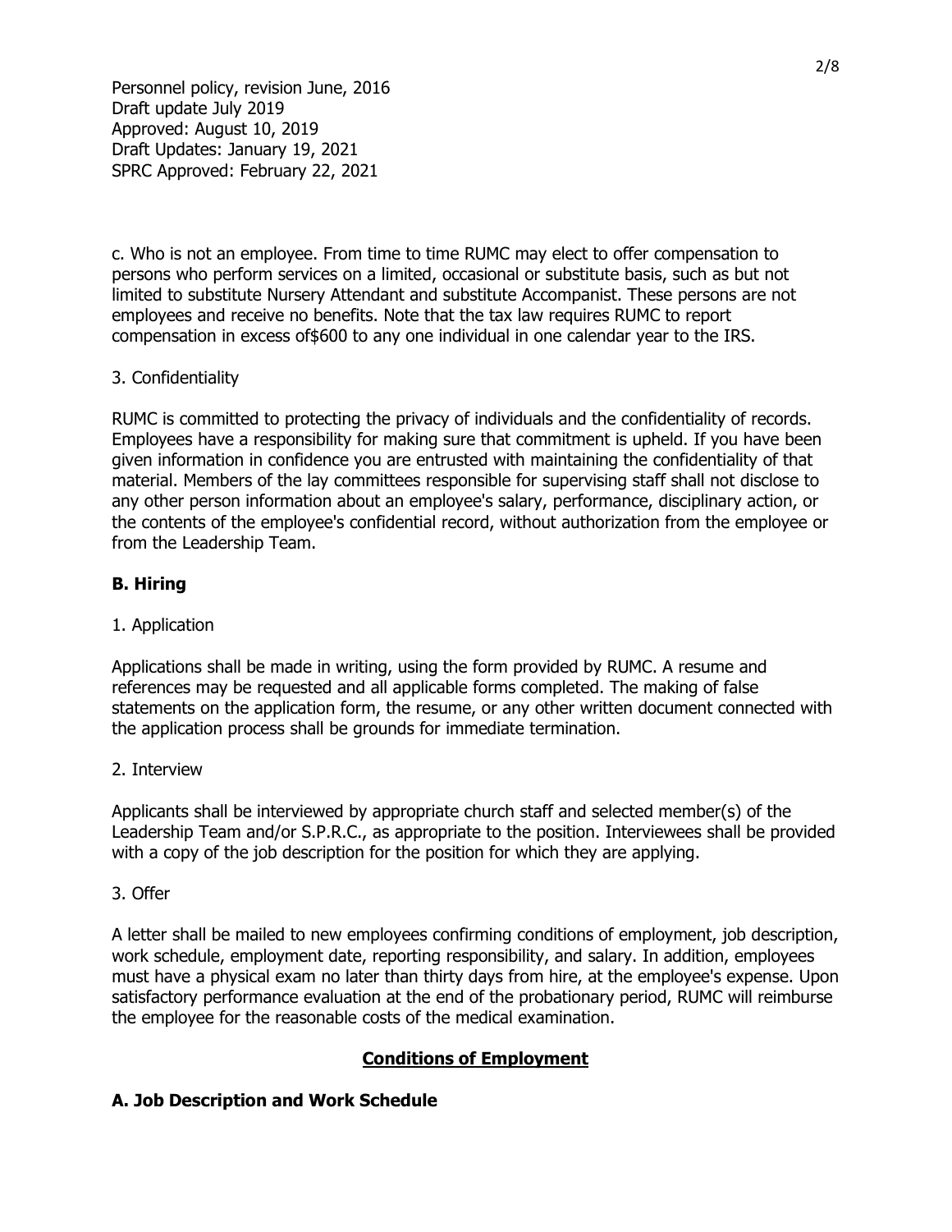Personnel policy, revision June, 2016
Draft update July 2019
Approved: August 10, 2019
Draft Updates: January 19, 2021
SPRC Approved: February 22, 2021

c. Who is not an employee. From time to time RUMC may elect to offer compensation to persons who perform services on a limited, occasional or substitute basis, such as but not limited to substitute Nursery Attendant and substitute Accompanist. These persons are not employees and receive no benefits. Note that the tax law requires RUMC to report compensation in excess of$600 to any one individual in one calendar year to the IRS.

3. Confidentiality

RUMC is committed to protecting the privacy of individuals and the confidentiality of records. Employees have a responsibility for making sure that commitment is upheld. If you have been given information in confidence you are entrusted with maintaining the confidentiality of that material. Members of the lay committees responsible for supervising staff shall not disclose to any other person information about an employee's salary, performance, disciplinary action, or the contents of the employee's confidential record, without authorization from the employee or from the Leadership Team.

**B. Hiring**

1. Application

Applications shall be made in writing, using the form provided by RUMC. A resume and references may be requested and all applicable forms completed. The making of false statements on the application form, the resume, or any other written document connected with the application process shall be grounds for immediate termination.

2. Interview

Applicants shall be interviewed by appropriate church staff and selected member(s) of the Leadership Team and/or S.P.R.C., as appropriate to the position. Interviewees shall be provided with a copy of the job description for the position for which they are applying.

3. Offer

A letter shall be mailed to new employees confirming conditions of employment, job description, work schedule, employment date, reporting responsibility, and salary. In addition, employees must have a physical exam no later than thirty days from hire, at the employee's expense. Upon satisfactory performance evaluation at the end of the probationary period, RUMC will reimburse the employee for the reasonable costs of the medical examination.

## Conditions of Employment

**A. Job Description and Work Schedule**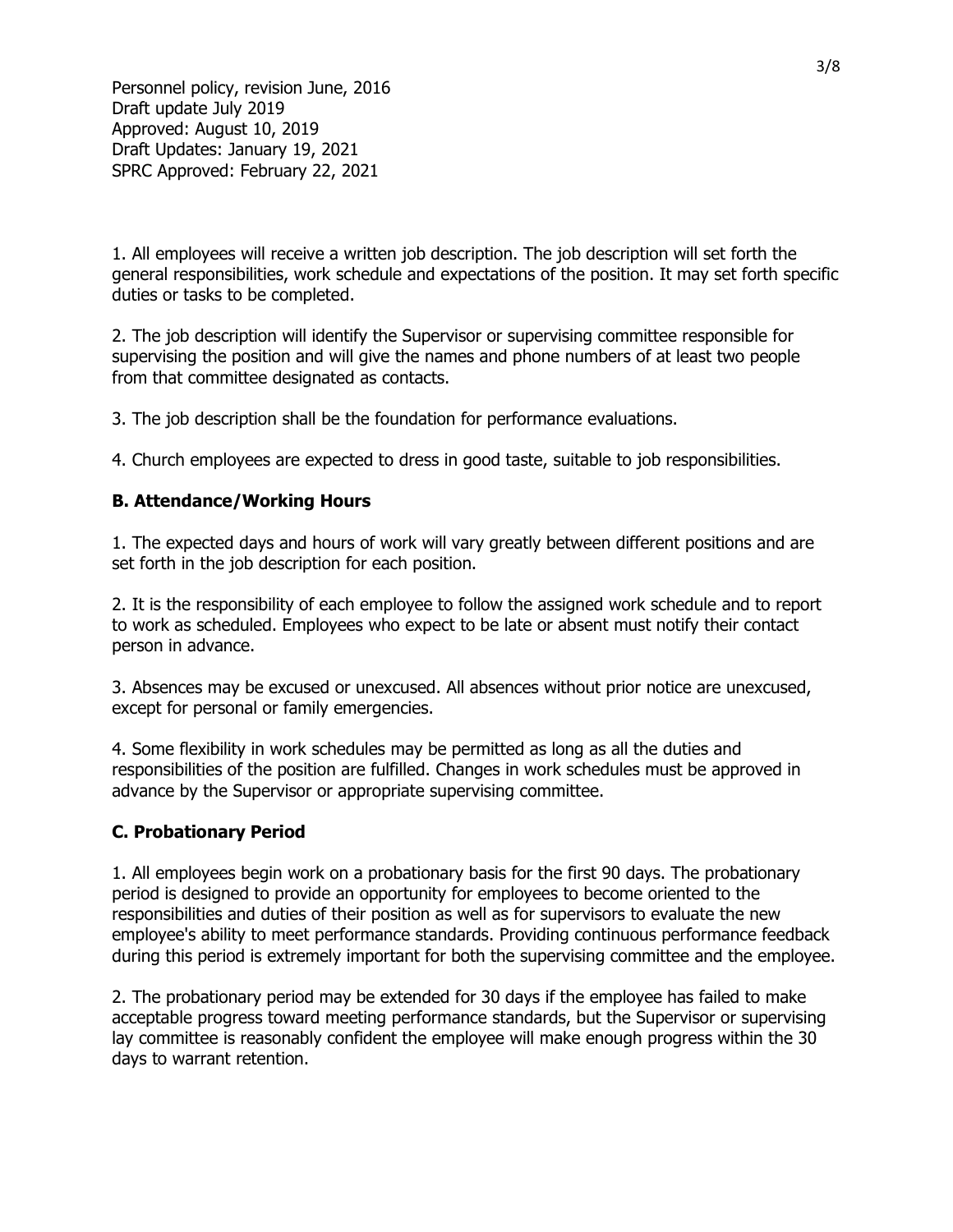1. All employees will receive a written job description. The job description will set forth the general responsibilities, work schedule and expectations of the position. It may set forth specific duties or tasks to be completed.

2. The job description will identify the Supervisor or supervising committee responsible for supervising the position and will give the names and phone numbers of at least two people from that committee designated as contacts.

3. The job description shall be the foundation for performance evaluations.

4. Church employees are expected to dress in good taste, suitable to job responsibilities.

### B. Attendance/Working Hours

1. The expected days and hours of work will vary greatly between different positions and are set forth in the job description for each position.

2. It is the responsibility of each employee to follow the assigned work schedule and to report to work as scheduled. Employees who expect to be late or absent must notify their contact person in advance.

3. Absences may be excused or unexcused. All absences without prior notice are unexcused, except for personal or family emergencies.

4. Some flexibility in work schedules may be permitted as long as all the duties and responsibilities of the position are fulfilled. Changes in work schedules must be approved in advance by the Supervisor or appropriate supervising committee.

### C. Probationary Period

1. All employees begin work on a probationary basis for the first 90 days. The probationary period is designed to provide an opportunity for employees to become oriented to the responsibilities and duties of their position as well as for supervisors to evaluate the new employee's ability to meet performance standards. Providing continuous performance feedback during this period is extremely important for both the supervising committee and the employee.

2. The probationary period may be extended for 30 days if the employee has failed to make acceptable progress toward meeting performance standards, but the Supervisor or supervising lay committee is reasonably confident the employee will make enough progress within the 30 days to warrant retention.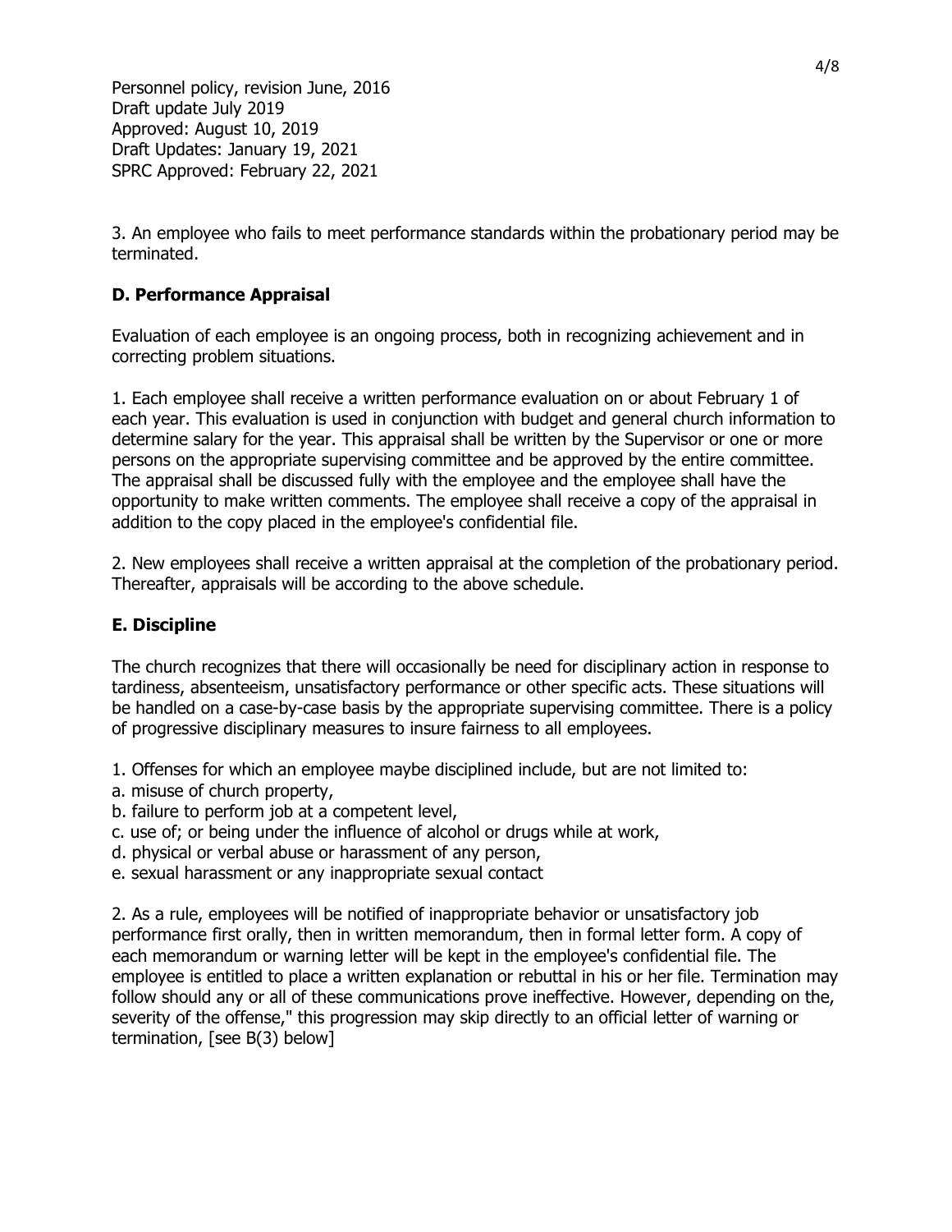Personnel policy, revision June, 2016
Draft update July 2019
Approved: August 10, 2019
Draft Updates: January 19, 2021
SPRC Approved: February 22, 2021

3. An employee who fails to meet performance standards within the probationary period may be terminated.

### D. Performance Appraisal

Evaluation of each employee is an ongoing process, both in recognizing achievement and in correcting problem situations.

1. Each employee shall receive a written performance evaluation on or about February 1 of each year. This evaluation is used in conjunction with budget and general church information to determine salary for the year. This appraisal shall be written by the Supervisor or one or more persons on the appropriate supervising committee and be approved by the entire committee. The appraisal shall be discussed fully with the employee and the employee shall have the opportunity to make written comments. The employee shall receive a copy of the appraisal in addition to the copy placed in the employee's confidential file.

2. New employees shall receive a written appraisal at the completion of the probationary period. Thereafter, appraisals will be according to the above schedule.

### E. Discipline

The church recognizes that there will occasionally be need for disciplinary action in response to tardiness, absenteeism, unsatisfactory performance or other specific acts. These situations will be handled on a case-by-case basis by the appropriate supervising committee. There is a policy of progressive disciplinary measures to insure fairness to all employees.

1. Offenses for which an employee maybe disciplined include, but are not limited to:
a. misuse of church property,
b. failure to perform job at a competent level,
c. use of; or being under the influence of alcohol or drugs while at work,
d. physical or verbal abuse or harassment of any person,
e. sexual harassment or any inappropriate sexual contact

2. As a rule, employees will be notified of inappropriate behavior or unsatisfactory job performance first orally, then in written memorandum, then in formal letter form. A copy of each memorandum or warning letter will be kept in the employee's confidential file. The employee is entitled to place a written explanation or rebuttal in his or her file. Termination may follow should any or all of these communications prove ineffective. However, depending on the, severity of the offense," this progression may skip directly to an official letter of warning or termination, [see B(3) below]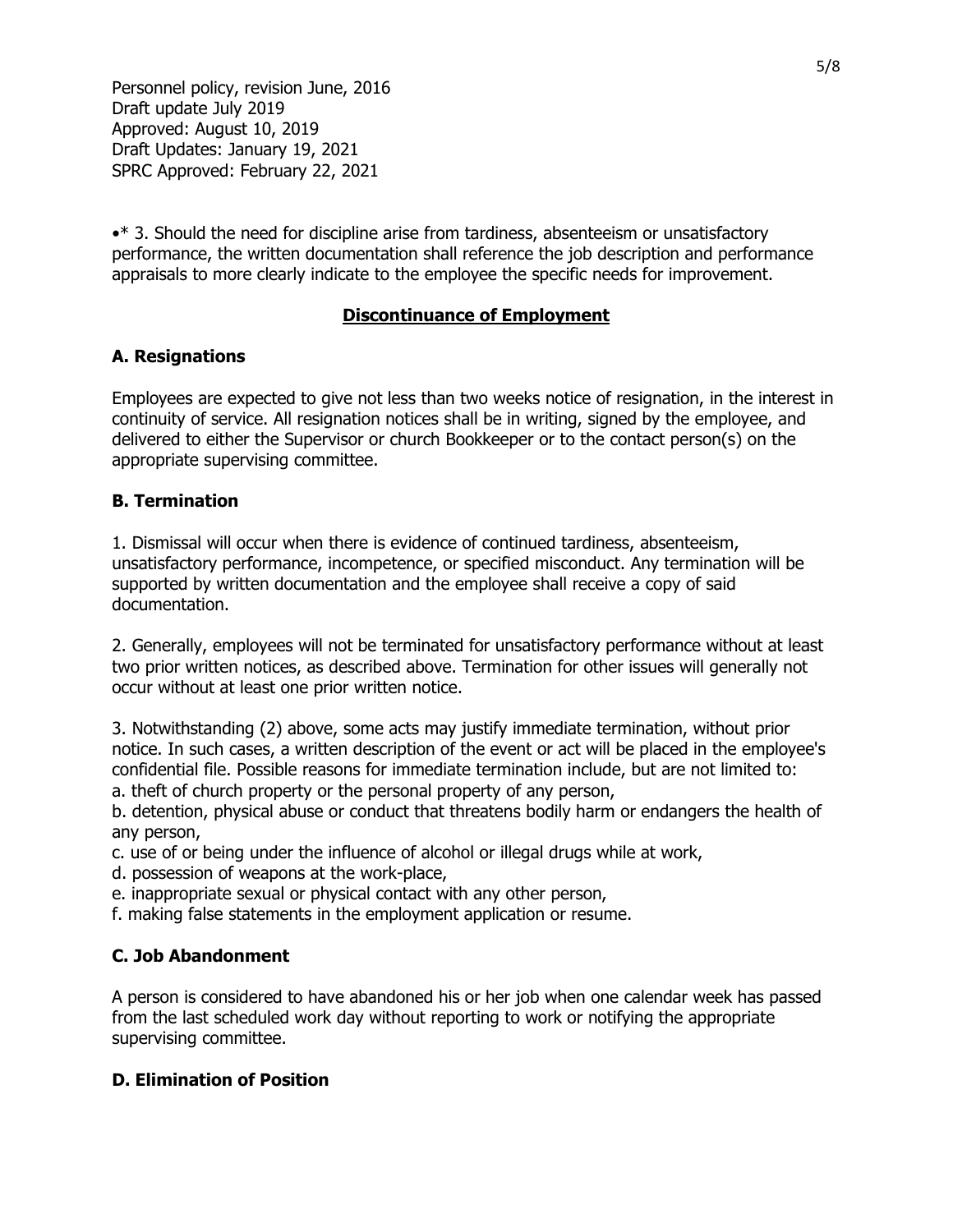Personnel policy, revision June, 2016
Draft update July 2019
Approved: August 10, 2019
Draft Updates: January 19, 2021
SPRC Approved: February 22, 2021

•* 3. Should the need for discipline arise from tardiness, absenteeism or unsatisfactory performance, the written documentation shall reference the job description and performance appraisals to more clearly indicate to the employee the specific needs for improvement.

## Discontinuance of Employment

### A. Resignations

Employees are expected to give not less than two weeks notice of resignation, in the interest in continuity of service. All resignation notices shall be in writing, signed by the employee, and delivered to either the Supervisor or church Bookkeeper or to the contact person(s) on the appropriate supervising committee.

### B. Termination

1. Dismissal will occur when there is evidence of continued tardiness, absenteeism, unsatisfactory performance, incompetence, or specified misconduct. Any termination will be supported by written documentation and the employee shall receive a copy of said documentation.

2. Generally, employees will not be terminated for unsatisfactory performance without at least two prior written notices, as described above. Termination for other issues will generally not occur without at least one prior written notice.

3. Notwithstanding (2) above, some acts may justify immediate termination, without prior notice. In such cases, a written description of the event or act will be placed in the employee's confidential file. Possible reasons for immediate termination include, but are not limited to:
a. theft of church property or the personal property of any person,
b. detention, physical abuse or conduct that threatens bodily harm or endangers the health of any person,
c. use of or being under the influence of alcohol or illegal drugs while at work,
d. possession of weapons at the work-place,
e. inappropriate sexual or physical contact with any other person,
f. making false statements in the employment application or resume.

### C. Job Abandonment

A person is considered to have abandoned his or her job when one calendar week has passed from the last scheduled work day without reporting to work or notifying the appropriate supervising committee.

### D. Elimination of Position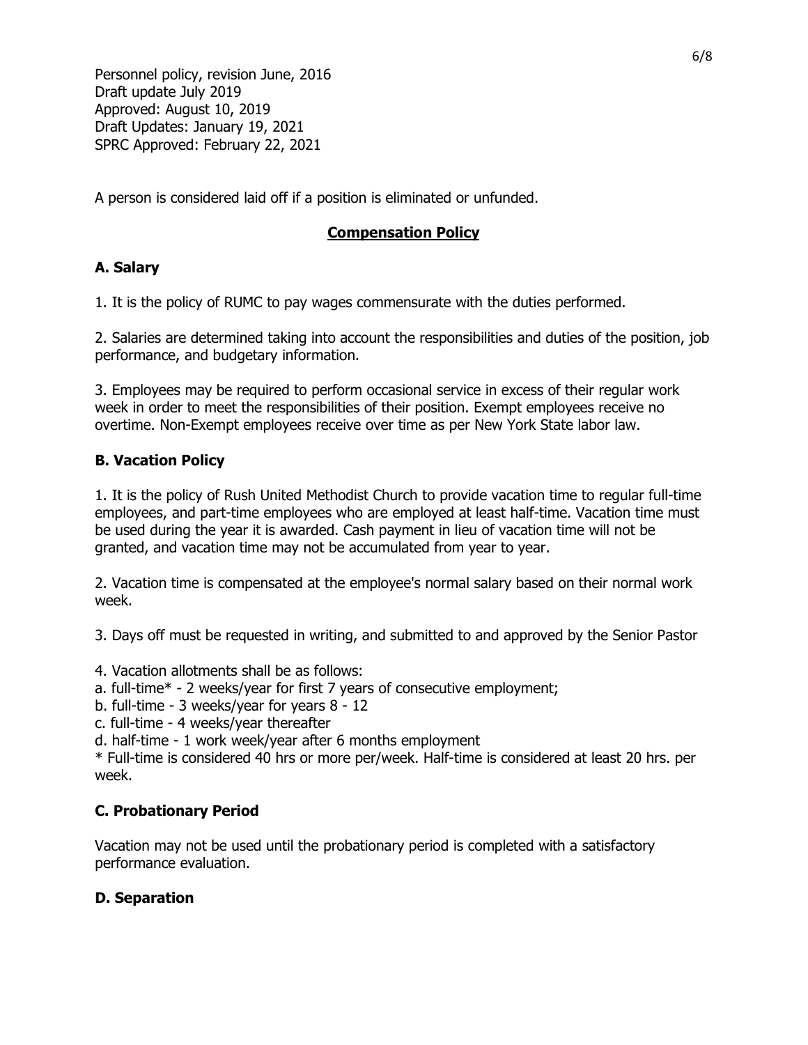Personnel policy, revision June, 2016
Draft update July 2019
Approved: August 10, 2019
Draft Updates: January 19, 2021
SPRC Approved: February 22, 2021

A person is considered laid off if a position is eliminated or unfunded.

## Compensation Policy

### A. Salary

1. It is the policy of RUMC to pay wages commensurate with the duties performed.

2. Salaries are determined taking into account the responsibilities and duties of the position, job performance, and budgetary information.

3. Employees may be required to perform occasional service in excess of their regular work week in order to meet the responsibilities of their position. Exempt employees receive no overtime. Non-Exempt employees receive over time as per New York State labor law.

### B. Vacation Policy

1. It is the policy of Rush United Methodist Church to provide vacation time to regular full-time employees, and part-time employees who are employed at least half-time. Vacation time must be used during the year it is awarded. Cash payment in lieu of vacation time will not be granted, and vacation time may not be accumulated from year to year.

2. Vacation time is compensated at the employee's normal salary based on their normal work week.

3. Days off must be requested in writing, and submitted to and approved by the Senior Pastor

4. Vacation allotments shall be as follows:
a. full-time* - 2 weeks/year for first 7 years of consecutive employment;
b. full-time - 3 weeks/year for years 8 - 12
c. full-time - 4 weeks/year thereafter
d. half-time - 1 work week/year after 6 months employment
* Full-time is considered 40 hrs or more per/week. Half-time is considered at least 20 hrs. per week.

### C. Probationary Period

Vacation may not be used until the probationary period is completed with a satisfactory performance evaluation.

### D. Separation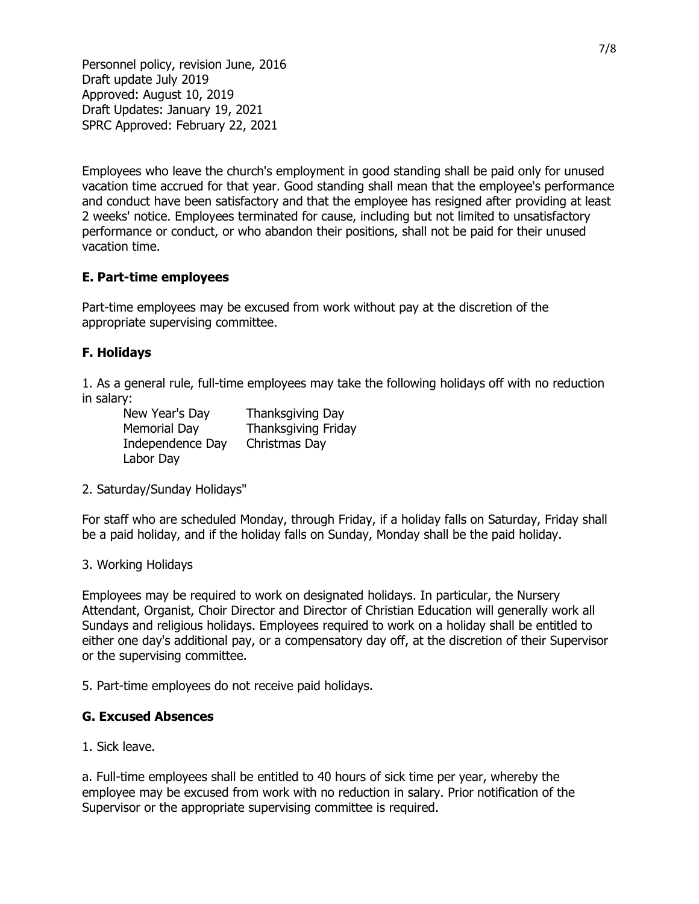Personnel policy, revision June, 2016
Draft update July 2019
Approved: August 10, 2019
Draft Updates: January 19, 2021
SPRC Approved: February 22, 2021

Employees who leave the church's employment in good standing shall be paid only for unused vacation time accrued for that year. Good standing shall mean that the employee's performance and conduct have been satisfactory and that the employee has resigned after providing at least 2 weeks' notice. Employees terminated for cause, including but not limited to unsatisfactory performance or conduct, or who abandon their positions, shall not be paid for their unused vacation time.

### E. Part-time employees

Part-time employees may be excused from work without pay at the discretion of the appropriate supervising committee.

### F. Holidays

1. As a general rule, full-time employees may take the following holidays off with no reduction in salary:

| | |
|---|---|
| New Year's Day | Thanksgiving Day |
| Memorial Day | Thanksgiving Friday |
| Independence Day | Christmas Day |
| Labor Day | |

2. Saturday/Sunday Holidays"

For staff who are scheduled Monday, through Friday, if a holiday falls on Saturday, Friday shall be a paid holiday, and if the holiday falls on Sunday, Monday shall be the paid holiday.

3. Working Holidays

Employees may be required to work on designated holidays. In particular, the Nursery Attendant, Organist, Choir Director and Director of Christian Education will generally work all Sundays and religious holidays. Employees required to work on a holiday shall be entitled to either one day's additional pay, or a compensatory day off, at the discretion of their Supervisor or the supervising committee.

5. Part-time employees do not receive paid holidays.

### G. Excused Absences

1. Sick leave.

a. Full-time employees shall be entitled to 40 hours of sick time per year, whereby the employee may be excused from work with no reduction in salary. Prior notification of the Supervisor or the appropriate supervising committee is required.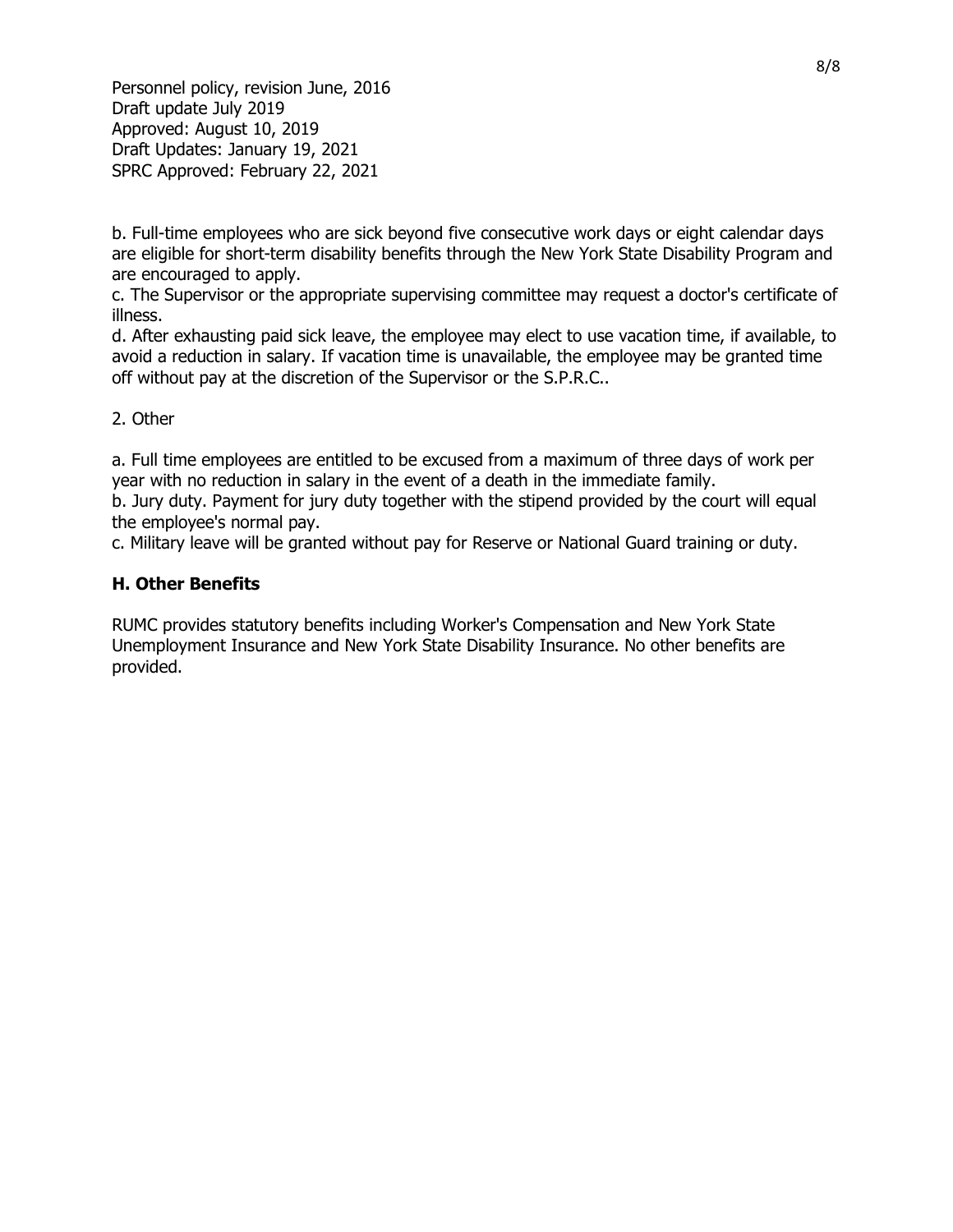Personnel policy, revision June, 2016
Draft update July 2019
Approved: August 10, 2019
Draft Updates: January 19, 2021
SPRC Approved: February 22, 2021

b. Full-time employees who are sick beyond five consecutive work days or eight calendar days are eligible for short-term disability benefits through the New York State Disability Program and are encouraged to apply.
c. The Supervisor or the appropriate supervising committee may request a doctor's certificate of illness.
d. After exhausting paid sick leave, the employee may elect to use vacation time, if available, to avoid a reduction in salary. If vacation time is unavailable, the employee may be granted time off without pay at the discretion of the Supervisor or the S.P.R.C..

2. Other

a. Full time employees are entitled to be excused from a maximum of three days of work per year with no reduction in salary in the event of a death in the immediate family.
b. Jury duty. Payment for jury duty together with the stipend provided by the court will equal the employee's normal pay.
c. Military leave will be granted without pay for Reserve or National Guard training or duty.

### H. Other Benefits

RUMC provides statutory benefits including Worker's Compensation and New York State Unemployment Insurance and New York State Disability Insurance. No other benefits are provided.